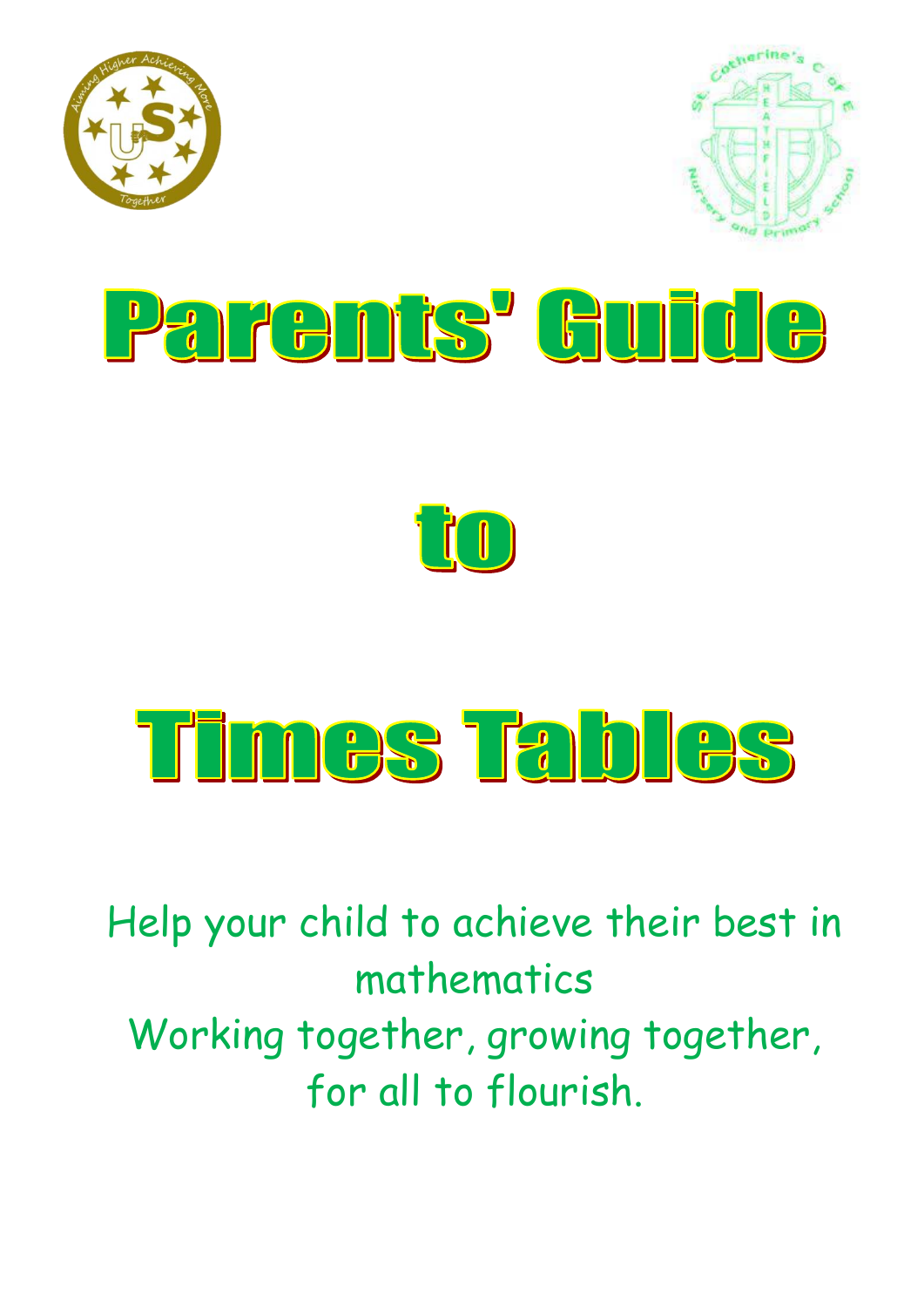# Parents' Guide

# to

# Times Tables

Help your child to achieve their best in mathematics

Working together, growing together, for all to flourish.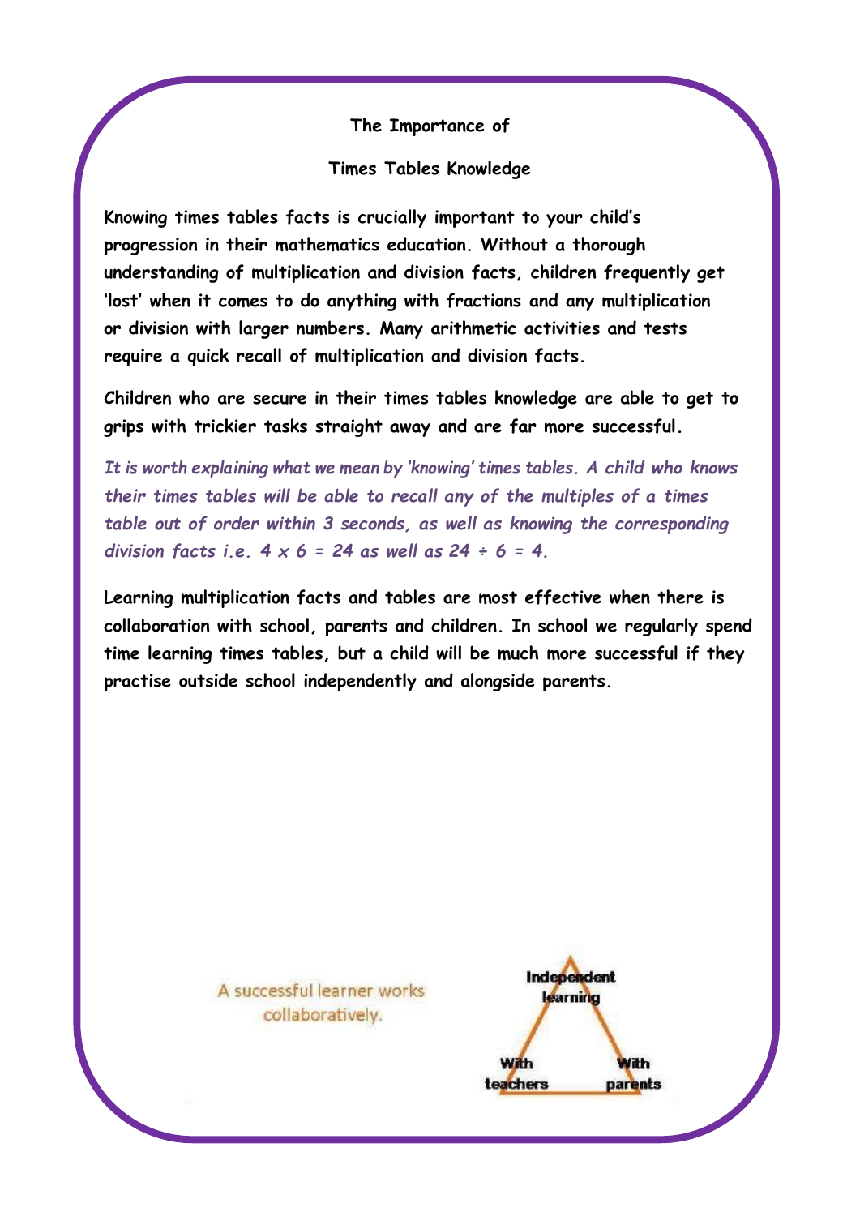# The Importance of

# Times Tables Knowledge

**Knowing times tables facts is crucially important to your child's progression in their mathematics education. Without a thorough understanding of multiplication and division facts, children frequently get 'lost' when it comes to do anything with fractions and any multiplication or division with larger numbers. Many arithmetic activities and tests require a quick recall of multiplication and division facts.**

**Children who are secure in their times tables knowledge are able to get to grips with trickier tasks straight away and are far more successful.**

*It is worth explaining what we mean by 'knowing' times tables. A child who knows their times tables will be able to recall any of the multiples of a times table out of order within 3 seconds, as well as knowing the corresponding division facts i.e. $4 \times 6 = 24$ as well as $24 \div 6 = 4$.*

**Learning multiplication facts and tables are most effective when there is collaboration with school, parents and children. In school we regularly spend time learning times tables, but a child will be much more successful if they practise outside school independently and alongside parents.**

A successful learner works collaboratively.

Independent learning

With teachers

With parents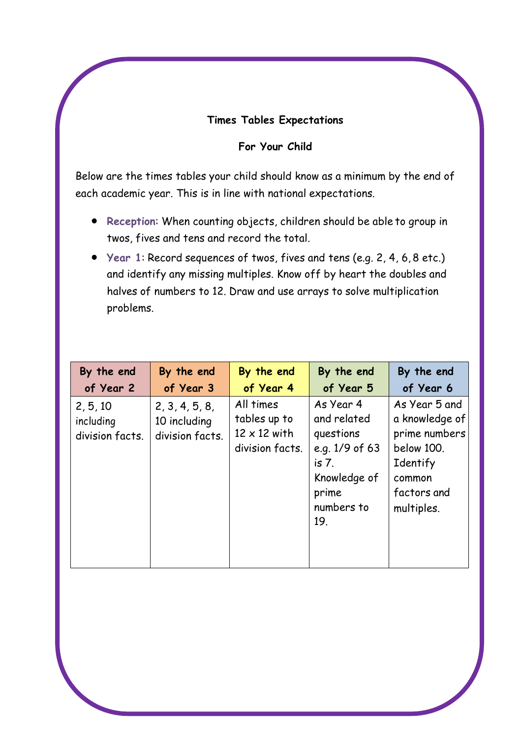**Times Tables Expectations**

**For Your Child**

Below are the times tables your child should know as a minimum by the end of each academic year. This is in line with national expectations.

- **Reception**: When counting objects, children should be able to group in twos, fives and tens and record the total.
- **Year 1**: Record sequences of twos, fives and tens (e.g. 2, 4, 6, 8 etc.) and identify any missing multiples. Know off by heart the doubles and halves of numbers to 12. Draw and use arrays to solve multiplication problems.

| By the end of Year 2 | By the end of Year 3 | By the end of Year 4 | By the end of Year 5 | By the end of Year 6 |
|---|---|---|---|---|
| 2, 5, 10 including division facts. | 2, 3, 4, 5, 8, 10 including division facts. | All times tables up to 12 x 12 with division facts. | As Year 4 and related questions e.g. 1/9 of 63 is 7. Knowledge of prime numbers to 19. | As Year 5 and a knowledge of prime numbers below 100. Identify common factors and multiples. |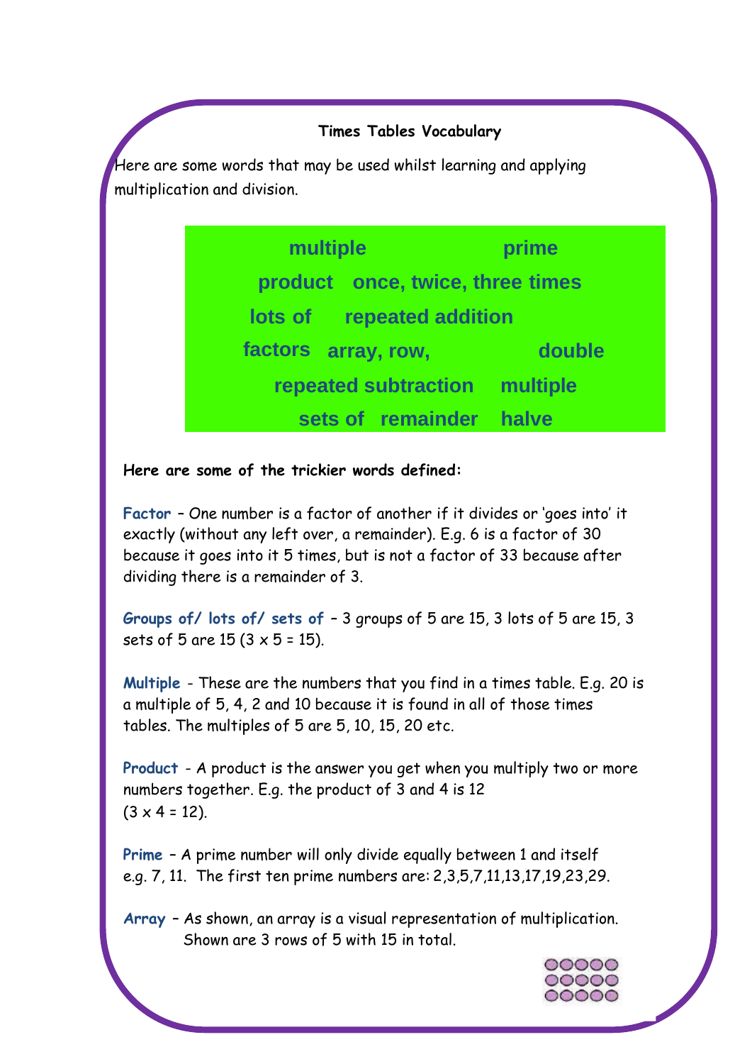## Times Tables Vocabulary

Here are some words that may be used whilst learning and applying multiplication and division.

**multiple** **prime**
**product** **once, twice, three times**
**lots of** **repeated addition**
**factors** **array, row,** **double**
**repeated subtraction** **multiple**
**sets of** **remainder** **halve**

**Here are some of the trickier words defined:**

**Factor** – One number is a factor of another if it divides or 'goes into' it exactly (without any left over, a remainder). E.g. 6 is a factor of 30 because it goes into it 5 times, but is not a factor of 33 because after dividing there is a remainder of 3.

**Groups of/ lots of/ sets of** – 3 groups of 5 are 15, 3 lots of 5 are 15, 3 sets of 5 are 15 (3 x 5 = 15).

**Multiple** - These are the numbers that you find in a times table. E.g. 20 is a multiple of 5, 4, 2 and 10 because it is found in all of those times tables. The multiples of 5 are 5, 10, 15, 20 etc.

**Product** - A product is the answer you get when you multiply two or more numbers together. E.g. the product of 3 and 4 is 12 (3 x 4 = 12).

**Prime** – A prime number will only divide equally between 1 and itself e.g. 7, 11. The first ten prime numbers are: 2,3,5,7,11,13,17,19,23,29.

**Array** – As shown, an array is a visual representation of multiplication. Shown are 3 rows of 5 with 15 in total.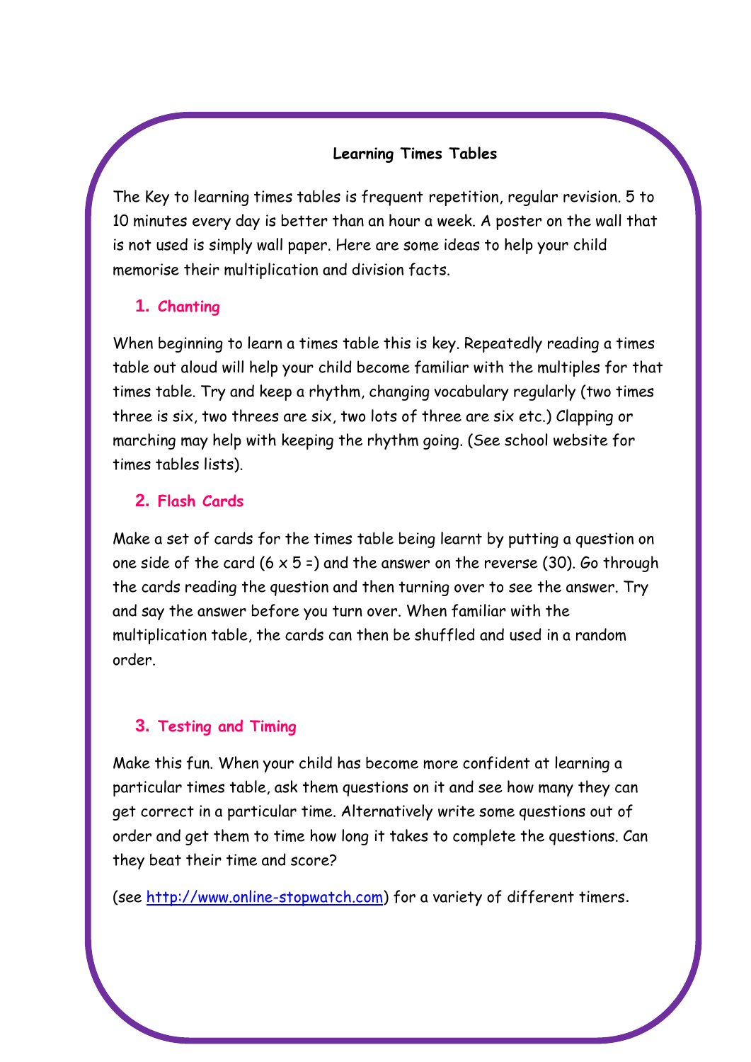## Learning Times Tables

The Key to learning times tables is frequent repetition, regular revision. 5 to 10 minutes every day is better than an hour a week. A poster on the wall that is not used is simply wall paper. Here are some ideas to help your child memorise their multiplication and division facts.

### 1. Chanting

When beginning to learn a times table this is key. Repeatedly reading a times table out aloud will help your child become familiar with the multiples for that times table. Try and keep a rhythm, changing vocabulary regularly (two times three is six, two threes are six, two lots of three are six etc.) Clapping or marching may help with keeping the rhythm going. (See school website for times tables lists).

### 2. Flash Cards

Make a set of cards for the times table being learnt by putting a question on one side of the card (6 x 5 =) and the answer on the reverse (30). Go through the cards reading the question and then turning over to see the answer. Try and say the answer before you turn over. When familiar with the multiplication table, the cards can then be shuffled and used in a random order.

### 3. Testing and Timing

Make this fun. When your child has become more confident at learning a particular times table, ask them questions on it and see how many they can get correct in a particular time. Alternatively write some questions out of order and get them to time how long it takes to complete the questions. Can they beat their time and score?

(see [http://www.online-stopwatch.com](http://www.online-stopwatch.com)) for a variety of different timers.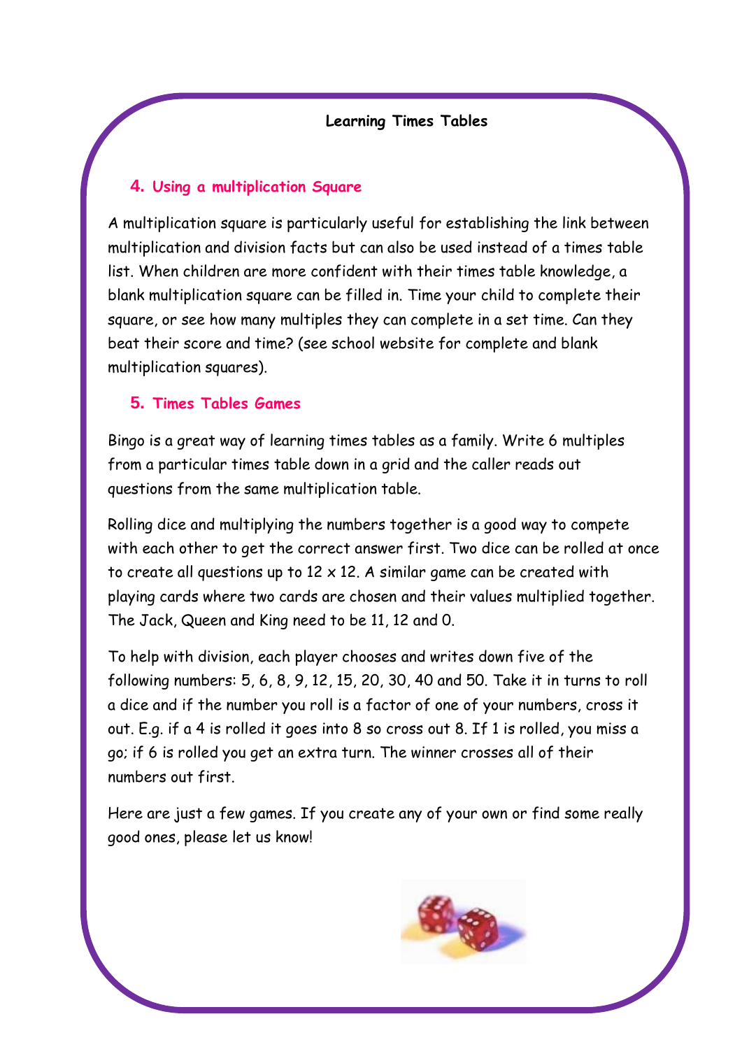# Learning Times Tables

## 4. Using a multiplication Square

A multiplication square is particularly useful for establishing the link between multiplication and division facts but can also be used instead of a times table list. When children are more confident with their times table knowledge, a blank multiplication square can be filled in. Time your child to complete their square, or see how many multiples they can complete in a set time. Can they beat their score and time? (see school website for complete and blank multiplication squares).

## 5. Times Tables Games

Bingo is a great way of learning times tables as a family. Write 6 multiples from a particular times table down in a grid and the caller reads out questions from the same multiplication table.

Rolling dice and multiplying the numbers together is a good way to compete with each other to get the correct answer first. Two dice can be rolled at once to create all questions up to 12 x 12. A similar game can be created with playing cards where two cards are chosen and their values multiplied together. The Jack, Queen and King need to be 11, 12 and 0.

To help with division, each player chooses and writes down five of the following numbers: 5, 6, 8, 9, 12, 15, 20, 30, 40 and 50. Take it in turns to roll a dice and if the number you roll is a factor of one of your numbers, cross it out. E.g. if a 4 is rolled it goes into 8 so cross out 8. If 1 is rolled, you miss a go; if 6 is rolled you get an extra turn. The winner crosses all of their numbers out first.

Here are just a few games. If you create any of your own or find some really good ones, please let us know!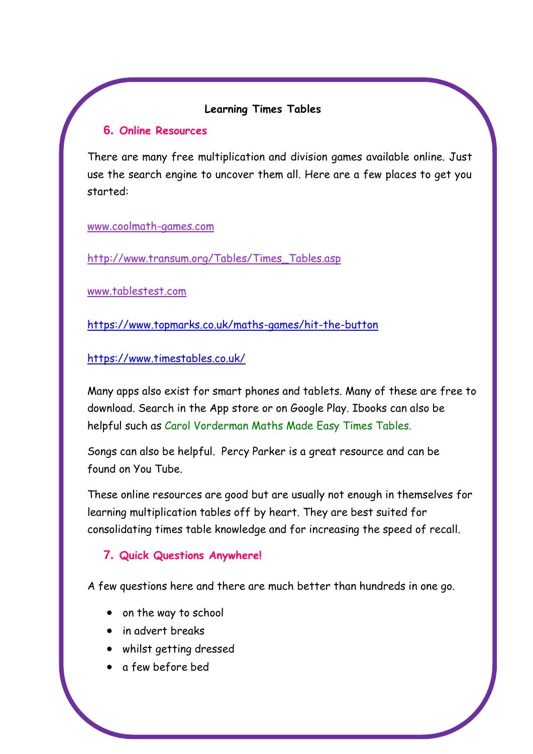**Learning Times Tables**

## 6. Online Resources

There are many free multiplication and division games available online. Just use the search engine to uncover them all. Here are a few places to get you started:

www.coolmath-games.com

http://www.transum.org/Tables/Times_Tables.asp

www.tablestest.com

https://www.topmarks.co.uk/maths-games/hit-the-button

https://www.timestables.co.uk/

Many apps also exist for smart phones and tablets. Many of these are free to download. Search in the App store or on Google Play. Ibooks can also be helpful such as Carol Vorderman Maths Made Easy Times Tables.

Songs can also be helpful. Percy Parker is a great resource and can be found on You Tube.

These online resources are good but are usually not enough in themselves for learning multiplication tables off by heart. They are best suited for consolidating times table knowledge and for increasing the speed of recall.

## 7. Quick Questions Anywhere!

A few questions here and there are much better than hundreds in one go.

- on the way to school
- in advert breaks
- whilst getting dressed
- a few before bed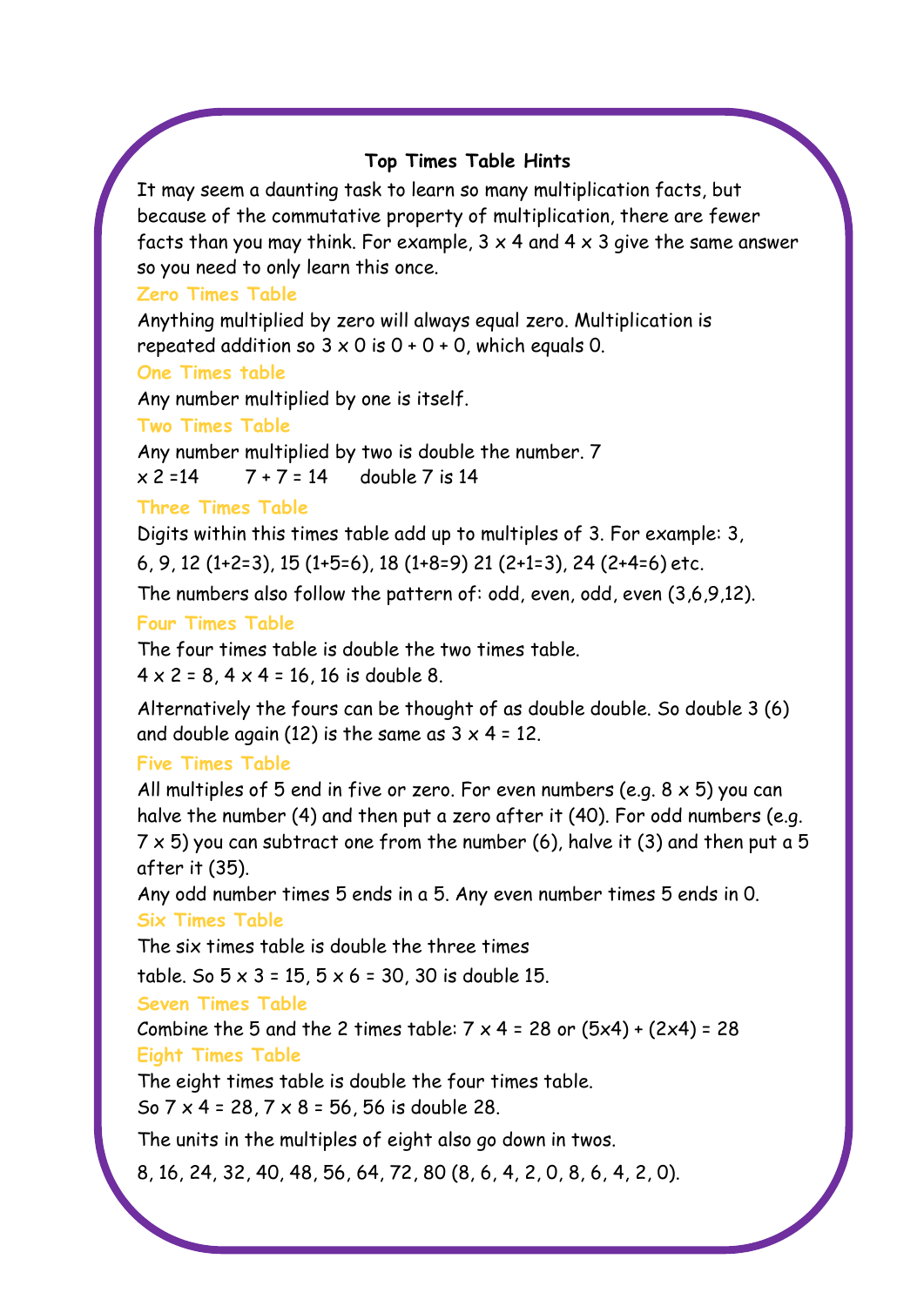# Top Times Table Hints

It may seem a daunting task to learn so many multiplication facts, but because of the commutative property of multiplication, there are fewer facts than you may think. For example, 3 x 4 and 4 x 3 give the same answer so you need to only learn this once.

## Zero Times Table

Anything multiplied by zero will always equal zero. Multiplication is repeated addition so 3 x 0 is 0 + 0 + 0, which equals 0.

## One Times table

Any number multiplied by one is itself.

## Two Times Table

Any number multiplied by two is double the number. 7 x 2 =14     7 + 7 = 14     double 7 is 14

## Three Times Table

Digits within this times table add up to multiples of 3. For example: 3, 6, 9, 12 (1+2=3), 15 (1+5=6), 18 (1+8=9) 21 (2+1=3), 24 (2+4=6) etc.

The numbers also follow the pattern of: odd, even, odd, even (3,6,9,12).

## Four Times Table

The four times table is double the two times table.
4 x 2 = 8, 4 x 4 = 16, 16 is double 8.

Alternatively the fours can be thought of as double double. So double 3 (6) and double again (12) is the same as 3 x 4 = 12.

## Five Times Table

All multiples of 5 end in five or zero. For even numbers (e.g. 8 x 5) you can halve the number (4) and then put a zero after it (40). For odd numbers (e.g. 7 x 5) you can subtract one from the number (6), halve it (3) and then put a 5 after it (35).

Any odd number times 5 ends in a 5. Any even number times 5 ends in 0.

## Six Times Table

The six times table is double the three times table. So 5 x 3 = 15, 5 x 6 = 30, 30 is double 15.

## Seven Times Table

Combine the 5 and the 2 times table: 7 x 4 = 28 or (5x4) + (2x4) = 28

## Eight Times Table

The eight times table is double the four times table.
So 7 x 4 = 28, 7 x 8 = 56, 56 is double 28.

The units in the multiples of eight also go down in twos.

8, 16, 24, 32, 40, 48, 56, 64, 72, 80 (8, 6, 4, 2, 0, 8, 6, 4, 2, 0).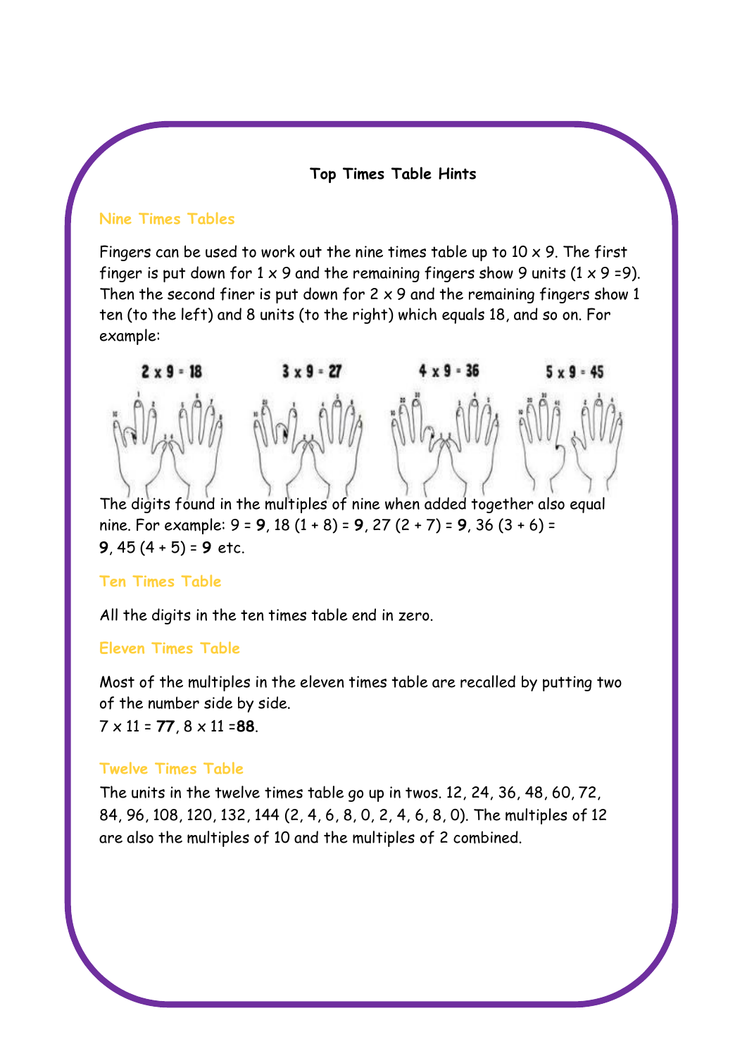# Top Times Table Hints

## Nine Times Tables

Fingers can be used to work out the nine times table up to 10 x 9. The first finger is put down for 1 x 9 and the remaining fingers show 9 units (1 x 9 =9). Then the second finer is put down for 2 x 9 and the remaining fingers show 1 ten (to the left) and 8 units (to the right) which equals 18, and so on. For example:

2 x 9 = 18 &nbsp;&nbsp;&nbsp; 3 x 9 = 27 &nbsp;&nbsp;&nbsp; 4 x 9 = 36 &nbsp;&nbsp;&nbsp; 5 x 9 = 45

The digits found in the multiples of nine when added together also equal nine. For example: 9 = **9**, 18 (1 + 8) = **9**, 27 (2 + 7) = **9**, 36 (3 + 6) = **9**, 45 (4 + 5) = **9** etc.

## Ten Times Table

All the digits in the ten times table end in zero.

## Eleven Times Table

Most of the multiples in the eleven times table are recalled by putting two of the number side by side.
7 x 11 = **77**, 8 x 11 =**88**.

## Twelve Times Table

The units in the twelve times table go up in twos. 12, 24, 36, 48, 60, 72, 84, 96, 108, 120, 132, 144 (2, 4, 6, 8, 0, 2, 4, 6, 8, 0). The multiples of 12 are also the multiples of 10 and the multiples of 2 combined.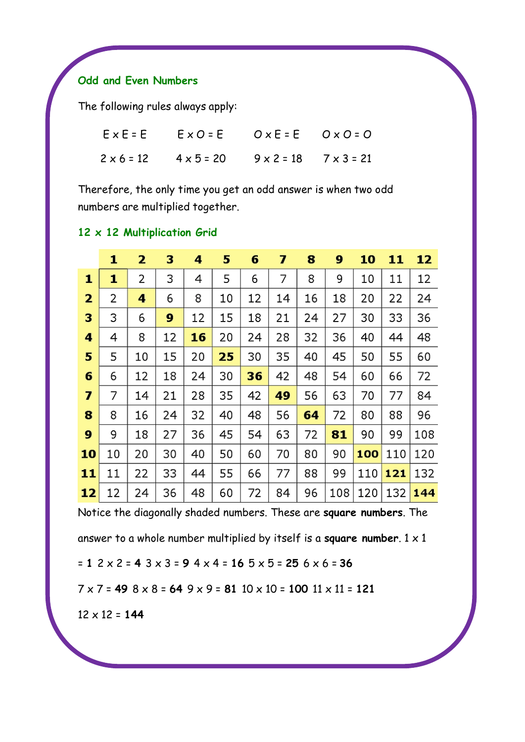## Odd and Even Numbers

The following rules always apply:

| | | | |
|---|---|---|---|
| E x E = E | E x O = E | O x E = E | O x O = O |
| 2 x 6 = 12 | 4 x 5 = 20 | 9 x 2 = 18 | 7 x 3 = 21 |

Therefore, the only time you get an odd answer is when two odd numbers are multiplied together.

## 12 x 12 Multiplication Grid

| | **1** | **2** | **3** | **4** | **5** | **6** | **7** | **8** | **9** | **10** | **11** | **12** |
|---|---|---|---|---|---|---|---|---|---|---|---|---|
| **1** | **1** | 2 | 3 | 4 | 5 | 6 | 7 | 8 | 9 | 10 | 11 | 12 |
| **2** | 2 | **4** | 6 | 8 | 10 | 12 | 14 | 16 | 18 | 20 | 22 | 24 |
| **3** | 3 | 6 | **9** | 12 | 15 | 18 | 21 | 24 | 27 | 30 | 33 | 36 |
| **4** | 4 | 8 | 12 | **16** | 20 | 24 | 28 | 32 | 36 | 40 | 44 | 48 |
| **5** | 5 | 10 | 15 | 20 | **25** | 30 | 35 | 40 | 45 | 50 | 55 | 60 |
| **6** | 6 | 12 | 18 | 24 | 30 | **36** | 42 | 48 | 54 | 60 | 66 | 72 |
| **7** | 7 | 14 | 21 | 28 | 35 | 42 | **49** | 56 | 63 | 70 | 77 | 84 |
| **8** | 8 | 16 | 24 | 32 | 40 | 48 | 56 | **64** | 72 | 80 | 88 | 96 |
| **9** | 9 | 18 | 27 | 36 | 45 | 54 | 63 | 72 | **81** | 90 | 99 | 108 |
| **10** | 10 | 20 | 30 | 40 | 50 | 60 | 70 | 80 | 90 | **100** | 110 | 120 |
| **11** | 11 | 22 | 33 | 44 | 55 | 66 | 77 | 88 | 99 | 110 | **121** | 132 |
| **12** | 12 | 24 | 36 | 48 | 60 | 72 | 84 | 96 | 108 | 120 | 132 | **144** |

Notice the diagonally shaded numbers. These are **square numbers**. The answer to a whole number multiplied by itself is a **square number**. 1 x 1 = **1** 2 x 2 = **4** 3 x 3 = **9** 4 x 4 = **16** 5 x 5 = **25** 6 x 6 = **36**

7 x 7 = **49** 8 x 8 = **64** 9 x 9 = **81** 10 x 10 = **100** 11 x 11 = **121**

12 x 12 = **144**